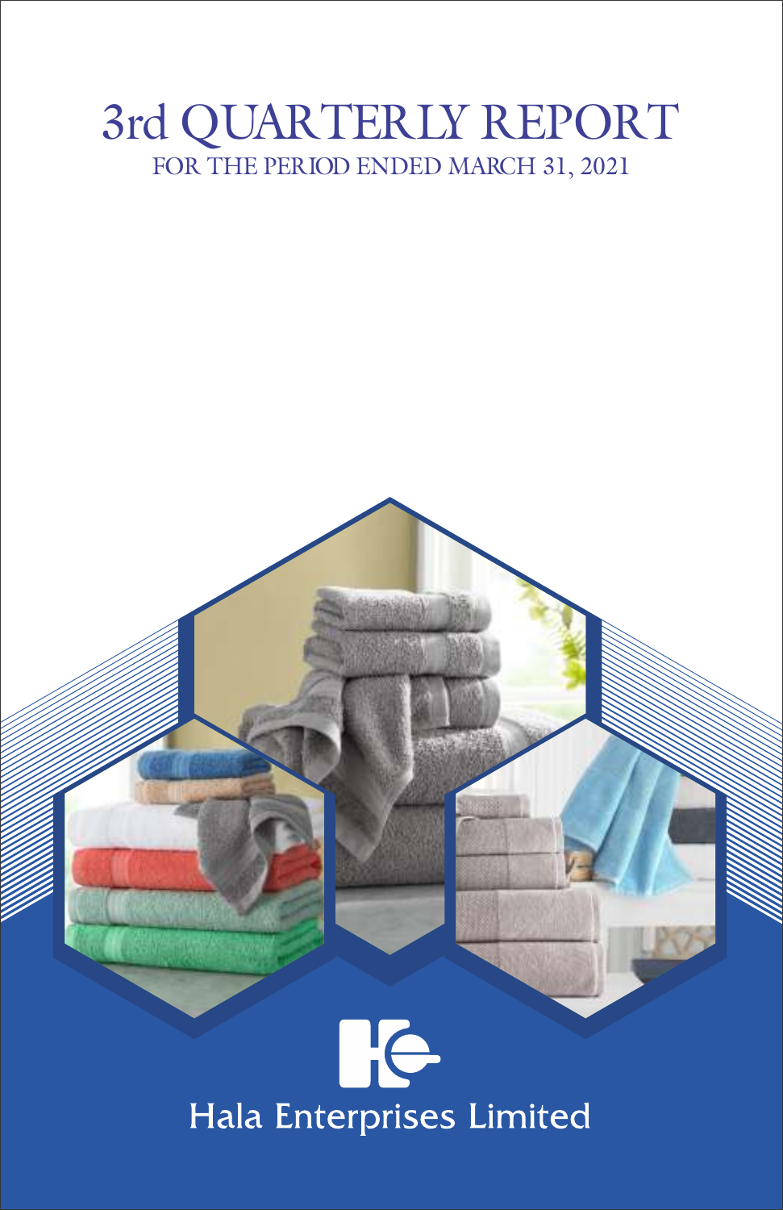# 3rd QUARTERLY REPORT

FOR THE PERIOD ENDED MARCH 31, 2021

Hala Enterprises Limited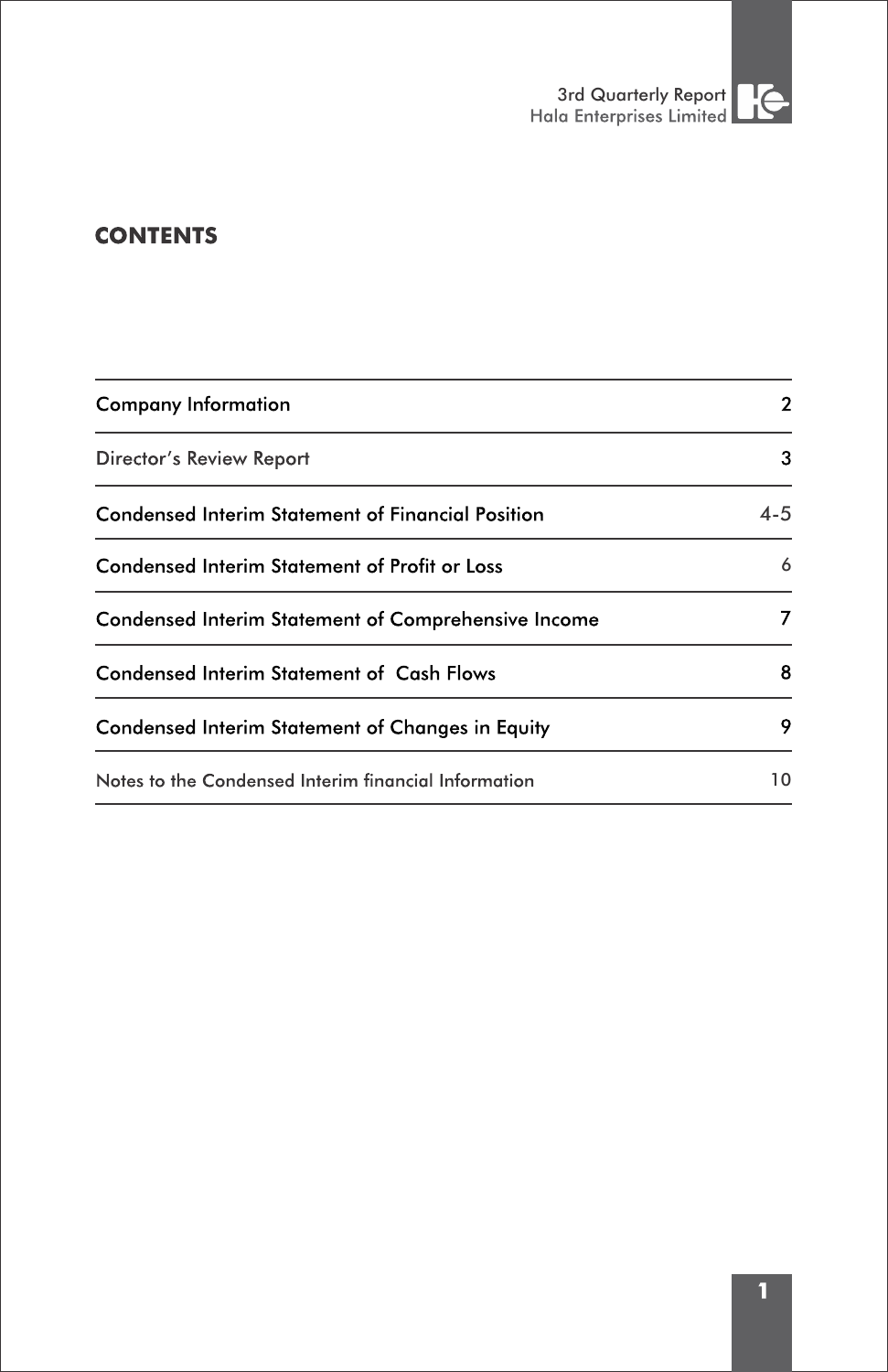# CONTENTS

| | |
|---|---|
| Company Information | 2 |
| Director's Review Report | 3 |
| Condensed Interim Statement of Financial Position | 4-5 |
| Condensed Interim Statement of Profit or Loss | 6 |
| Condensed Interim Statement of Comprehensive Income | 7 |
| Condensed Interim Statement of Cash Flows | 8 |
| Condensed Interim Statement of Changes in Equity | 9 |
| Notes to the Condensed Interim financial Information | 10 |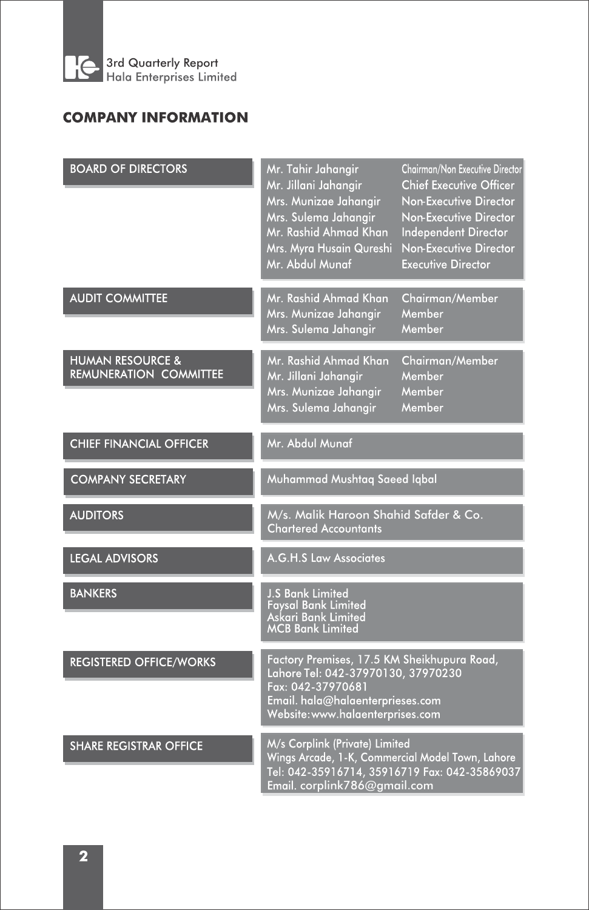# COMPANY INFORMATION

| | | |
|---|---|---|
| BOARD OF DIRECTORS | Mr. Tahir Jahangir | Chairman/Non Executive Director |
| | Mr. Jillani Jahangir | Chief Executive Officer |
| | Mrs. Munizae Jahangir | Non-Executive Director |
| | Mrs. Sulema Jahangir | Non-Executive Director |
| | Mr. Rashid Ahmad Khan | Independent Director |
| | Mrs. Myra Husain Qureshi | Non-Executive Director |
| | Mr. Abdul Munaf | Executive Director |
| AUDIT COMMITTEE | Mr. Rashid Ahmad Khan | Chairman/Member |
| | Mrs. Munizae Jahangir | Member |
| | Mrs. Sulema Jahangir | Member |
| HUMAN RESOURCE & REMUNERATION COMMITTEE | Mr. Rashid Ahmad Khan | Chairman/Member |
| | Mr. Jillani Jahangir | Member |
| | Mrs. Munizae Jahangir | Member |
| | Mrs. Sulema Jahangir | Member |

**CHIEF FINANCIAL OFFICER**
Mr. Abdul Munaf

**COMPANY SECRETARY**
Muhammad Mushtaq Saeed Iqbal

**AUDITORS**
M/s. Malik Haroon Shahid Safder & Co.
Chartered Accountants

**LEGAL ADVISORS**
A.G.H.S Law Associates

**BANKERS**
J.S Bank Limited
Faysal Bank Limited
Askari Bank Limited
MCB Bank Limited

**REGISTERED OFFICE/WORKS**
Factory Premises, 17.5 KM Sheikhupura Road,
Lahore Tel: 042-37970130, 37970230
Fax: 042-37970681
Email. hala@halaenterprieses.com
Website: www.halaenterprises.com

**SHARE REGISTRAR OFFICE**
M/s Corplink (Private) Limited
Wings Arcade, 1-K, Commercial Model Town, Lahore
Tel: 042-35916714, 35916719 Fax: 042-35869037
Email. corplink786@gmail.com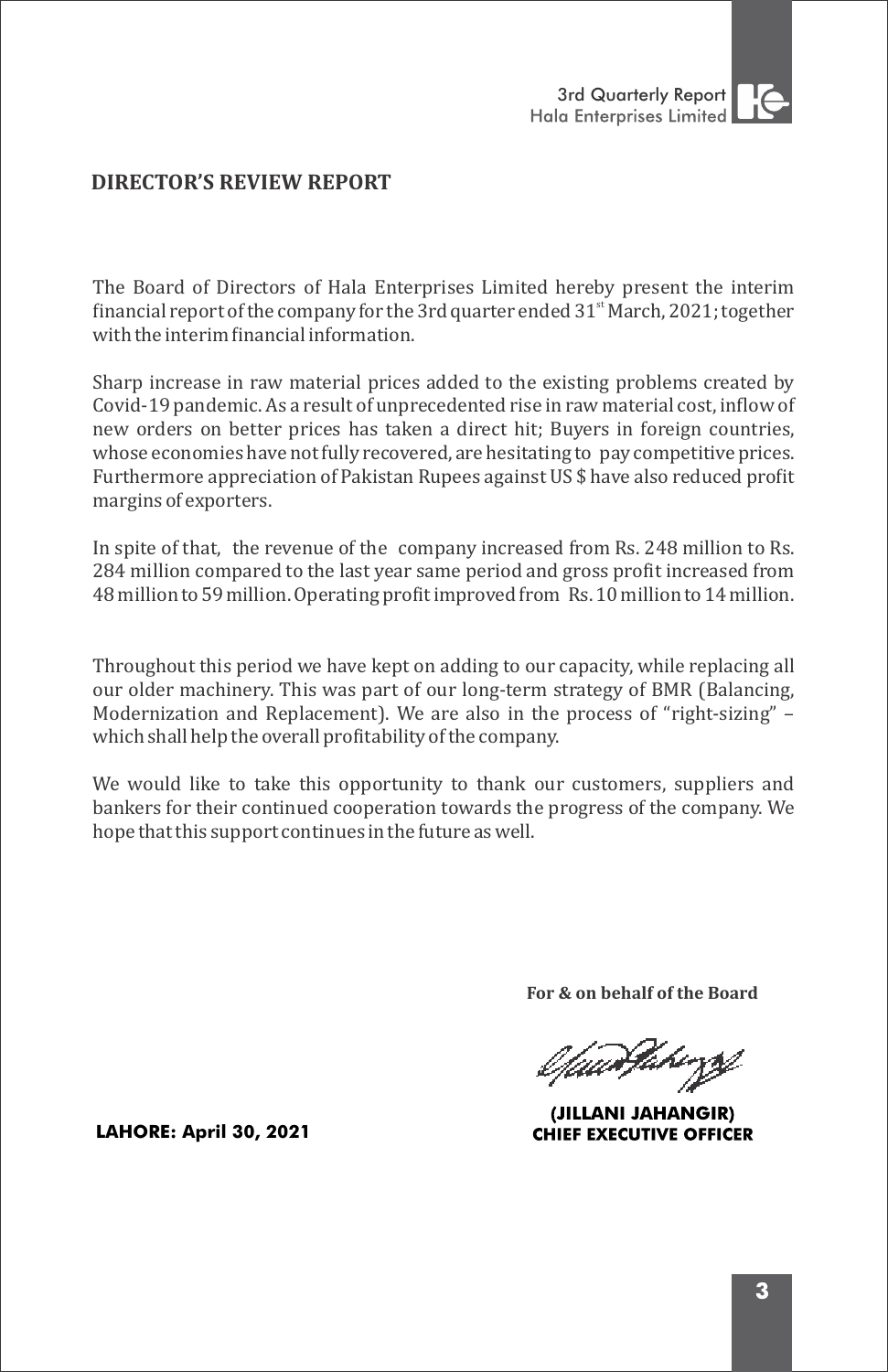## DIRECTOR'S REVIEW REPORT

The Board of Directors of Hala Enterprises Limited hereby present the interim financial report of the company for the 3rd quarter ended 31st March, 2021; together with the interim financial information.

Sharp increase in raw material prices added to the existing problems created by Covid-19 pandemic. As a result of unprecedented rise in raw material cost, inflow of new orders on better prices has taken a direct hit; Buyers in foreign countries, whose economies have not fully recovered, are hesitating to pay competitive prices. Furthermore appreciation of Pakistan Rupees against US $ have also reduced profit margins of exporters.

In spite of that, the revenue of the company increased from Rs. 248 million to Rs. 284 million compared to the last year same period and gross profit increased from 48 million to 59 million. Operating profit improved from Rs. 10 million to 14 million.

Throughout this period we have kept on adding to our capacity, while replacing all our older machinery. This was part of our long-term strategy of BMR (Balancing, Modernization and Replacement). We are also in the process of "right-sizing" – which shall help the overall profitability of the company.

We would like to take this opportunity to thank our customers, suppliers and bankers for their continued cooperation towards the progress of the company. We hope that this support continues in the future as well.

**For & on behalf of the Board**

**(JILLANI JAHANGIR)**
**CHIEF EXECUTIVE OFFICER**

**LAHORE: April 30, 2021**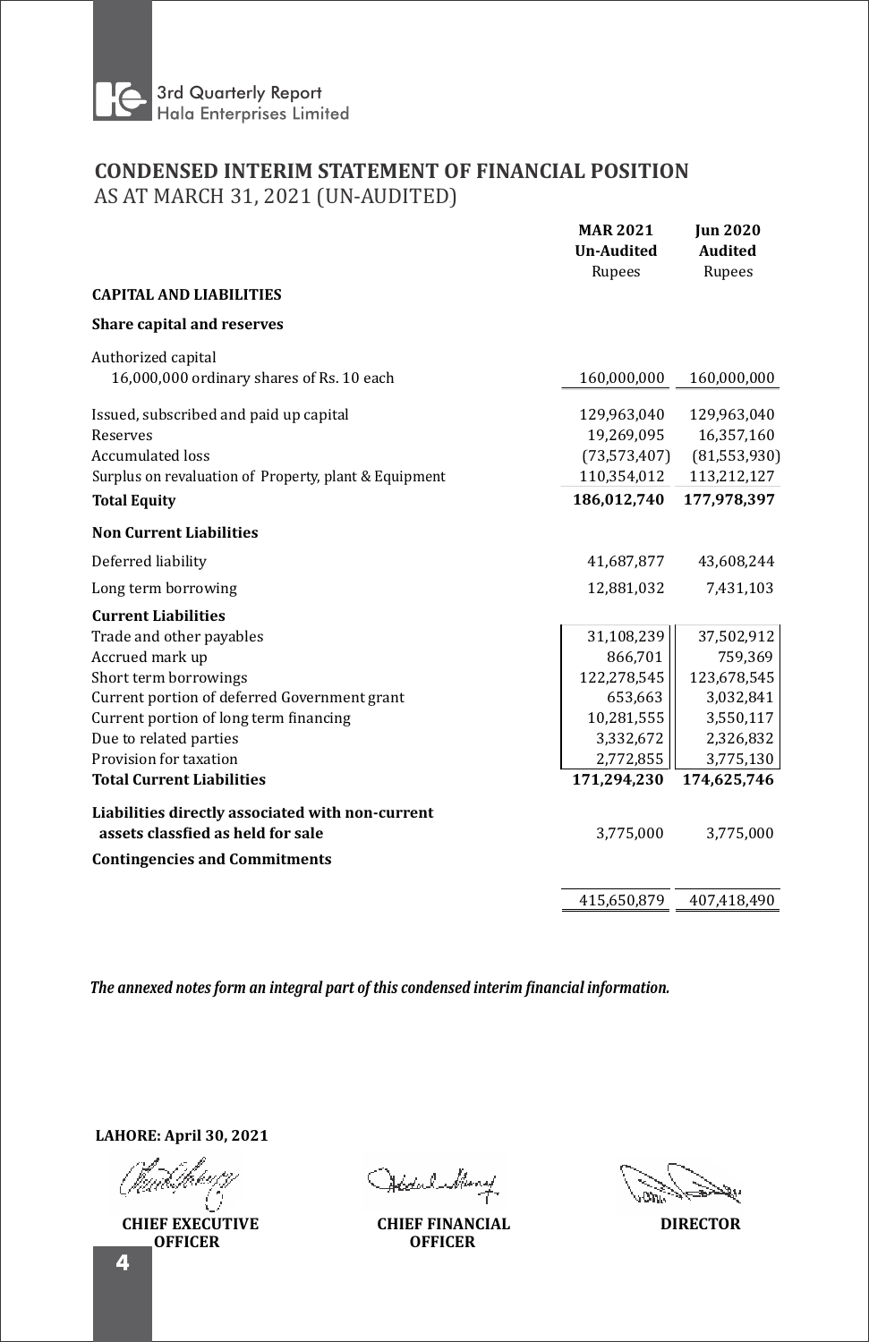# CONDENSED INTERIM STATEMENT OF FINANCIAL POSITION

AS AT MARCH 31, 2021 (UN-AUDITED)

| | MAR 2021 Un-Audited Rupees | Jun 2020 Audited Rupees |
|---|---|---|
| **CAPITAL AND LIABILITIES** | | |
| **Share capital and reserves** | | |
| Authorized capital | | |
| 16,000,000 ordinary shares of Rs. 10 each | 160,000,000 | 160,000,000 |
| Issued, subscribed and paid up capital | 129,963,040 | 129,963,040 |
| Reserves | 19,269,095 | 16,357,160 |
| Accumulated loss | (73,573,407) | (81,553,930) |
| Surplus on revaluation of Property, plant & Equipment | 110,354,012 | 113,212,127 |
| **Total Equity** | **186,012,740** | **177,978,397** |
| **Non Current Liabilities** | | |
| Deferred liability | 41,687,877 | 43,608,244 |
| Long term borrowing | 12,881,032 | 7,431,103 |
| **Current Liabilities** | | |
| Trade and other payables | 31,108,239 | 37,502,912 |
| Accrued mark up | 866,701 | 759,369 |
| Short term borrowings | 122,278,545 | 123,678,545 |
| Current portion of deferred Government grant | 653,663 | 3,032,841 |
| Current portion of long term financing | 10,281,555 | 3,550,117 |
| Due to related parties | 3,332,672 | 2,326,832 |
| Provision for taxation | 2,772,855 | 3,775,130 |
| **Total Current Liabilities** | **171,294,230** | **174,625,746** |
| **Liabilities directly associated with non-current assets classfied as held for sale** | 3,775,000 | 3,775,000 |
| **Contingencies and Commitments** | | |
| | 415,650,879 | 407,418,490 |

***The annexed notes form an integral part of this condensed interim financial information.***

**LAHORE: April 30, 2021**

**CHIEF EXECUTIVE OFFICER** | **CHIEF FINANCIAL OFFICER** | **DIRECTOR**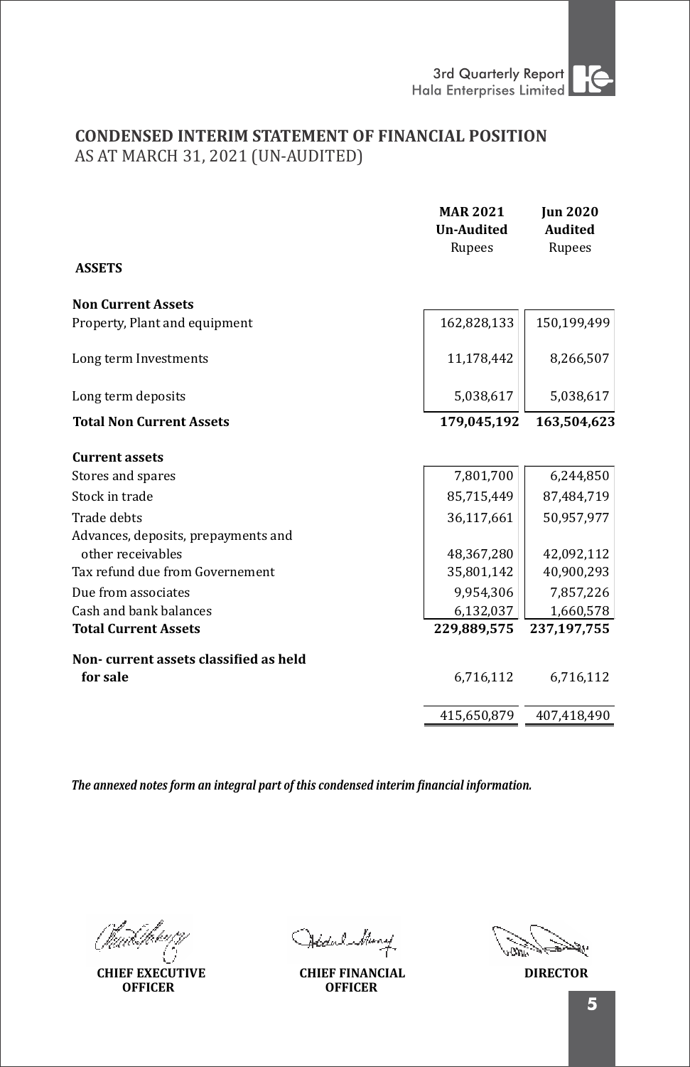## CONDENSED INTERIM STATEMENT OF FINANCIAL POSITION
AS AT MARCH 31, 2021 (UN-AUDITED)

| | MAR 2021 Un-Audited Rupees | Jun 2020 Audited Rupees |
|---|---|---|
| **ASSETS** | | |
| **Non Current Assets** | | |
| Property, Plant and equipment | 162,828,133 | 150,199,499 |
| Long term Investments | 11,178,442 | 8,266,507 |
| Long term deposits | 5,038,617 | 5,038,617 |
| **Total Non Current Assets** | **179,045,192** | **163,504,623** |
| **Current assets** | | |
| Stores and spares | 7,801,700 | 6,244,850 |
| Stock in trade | 85,715,449 | 87,484,719 |
| Trade debts | 36,117,661 | 50,957,977 |
| Advances, deposits, prepayments and other receivables | 48,367,280 | 42,092,112 |
| Tax refund due from Governement | 35,801,142 | 40,900,293 |
| Due from associates | 9,954,306 | 7,857,226 |
| Cash and bank balances | 6,132,037 | 1,660,578 |
| **Total Current Assets** | **229,889,575** | **237,197,755** |
| **Non- current assets classified as held for sale** | 6,716,112 | 6,716,112 |
| | 415,650,879 | 407,418,490 |

***The annexed notes form an integral part of this condensed interim financial information.***

| CHIEF EXECUTIVE OFFICER | CHIEF FINANCIAL OFFICER | DIRECTOR |
|---|---|---|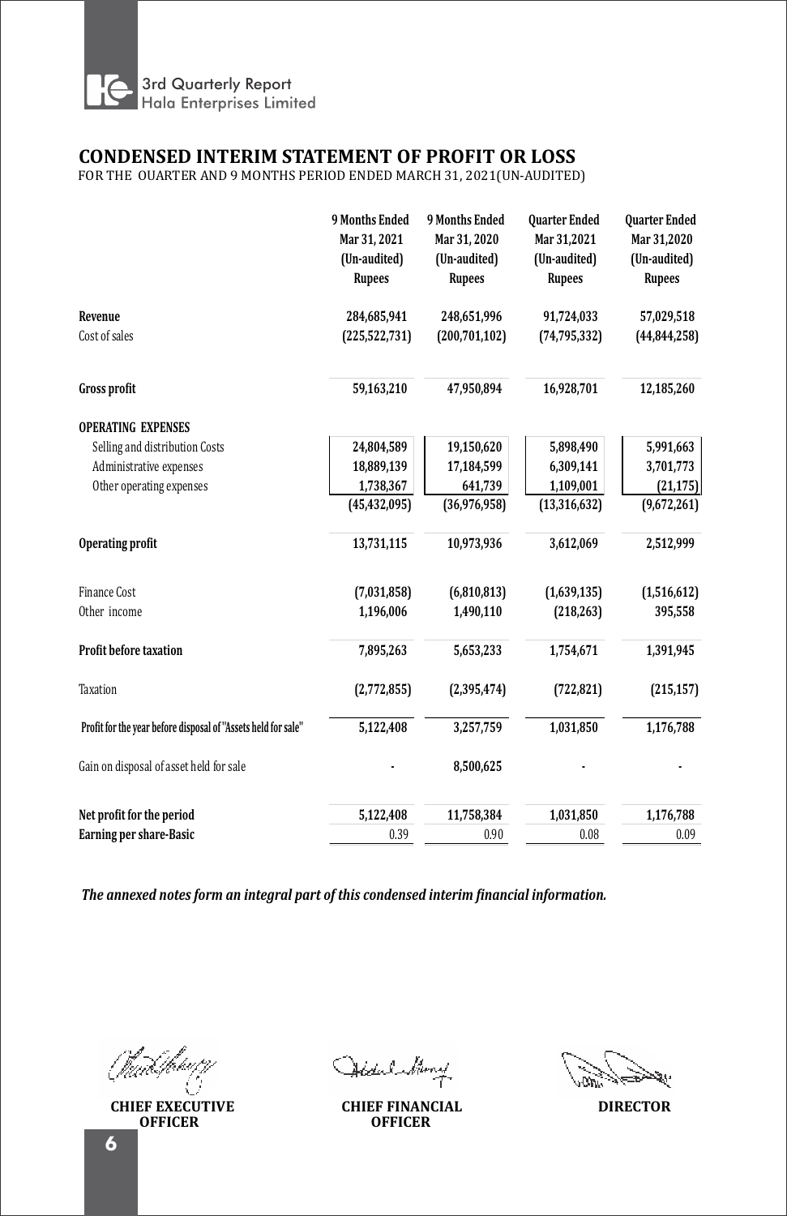## CONDENSED INTERIM STATEMENT OF PROFIT OR LOSS

FOR THE OUARTER AND 9 MONTHS PERIOD ENDED MARCH 31, 2021(UN-AUDITED)

| | 9 Months Ended Mar 31, 2021 (Un-audited) Rupees | 9 Months Ended Mar 31, 2020 (Un-audited) Rupees | Quarter Ended Mar 31,2021 (Un-audited) Rupees | Quarter Ended Mar 31,2020 (Un-audited) Rupees |
|---|---|---|---|---|
| **Revenue** | 284,685,941 | 248,651,996 | 91,724,033 | 57,029,518 |
| Cost of sales | (225,522,731) | (200,701,102) | (74,795,332) | (44,844,258) |
| **Gross profit** | 59,163,210 | 47,950,894 | 16,928,701 | 12,185,260 |
| **OPERATING EXPENSES** | | | | |
| Selling and distribution Costs | 24,804,589 | 19,150,620 | 5,898,490 | 5,991,663 |
| Administrative expenses | 18,889,139 | 17,184,599 | 6,309,141 | 3,701,773 |
| Other operating expenses | 1,738,367 | 641,739 | 1,109,001 | (21,175) |
| | (45,432,095) | (36,976,958) | (13,316,632) | (9,672,261) |
| **Operating profit** | 13,731,115 | 10,973,936 | 3,612,069 | 2,512,999 |
| Finance Cost | (7,031,858) | (6,810,813) | (1,639,135) | (1,516,612) |
| Other income | 1,196,006 | 1,490,110 | (218,263) | 395,558 |
| **Profit before taxation** | 7,895,263 | 5,653,233 | 1,754,671 | 1,391,945 |
| Taxation | (2,772,855) | (2,395,474) | (722,821) | (215,157) |
| **Profit for the year before disposal of "Assets held for sale"** | 5,122,408 | 3,257,759 | 1,031,850 | 1,176,788 |
| Gain on disposal of asset held for sale | - | 8,500,625 | - | - |
| **Net profit for the period** | 5,122,408 | 11,758,384 | 1,031,850 | 1,176,788 |
| **Earning per share-Basic** | 0.39 | 0.90 | 0.08 | 0.09 |

***The annexed notes form an integral part of this condensed interim financial information.***

**CHIEF EXECUTIVE OFFICER** | **CHIEF FINANCIAL OFFICER** | **DIRECTOR**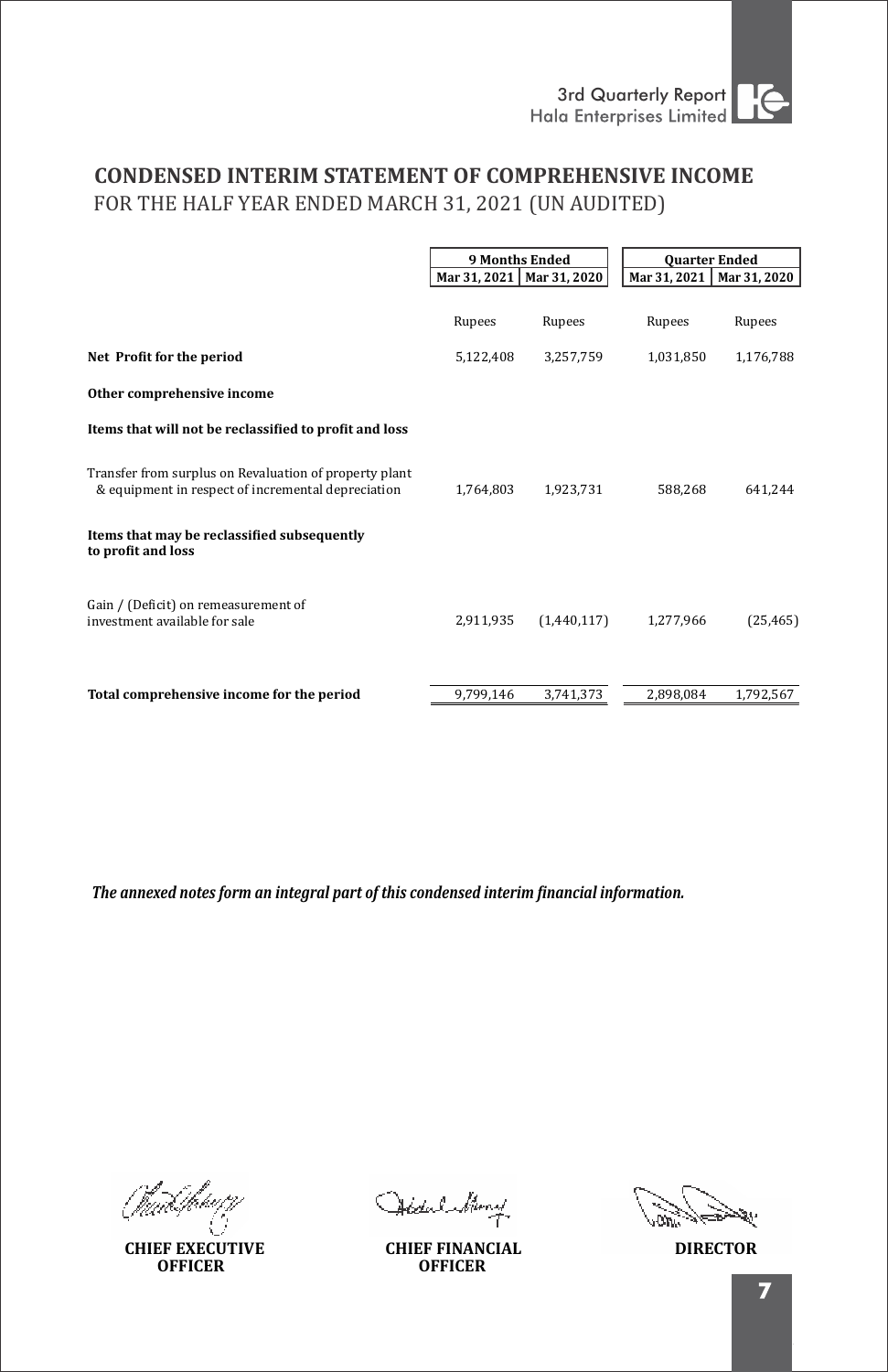# CONDENSED INTERIM STATEMENT OF COMPREHENSIVE INCOME

FOR THE HALF YEAR ENDED MARCH 31, 2021 (UN AUDITED)

| | 9 Months Ended | | Quarter Ended | |
|---|---|---|---|---|
| | Mar 31, 2021 | Mar 31, 2020 | Mar 31, 2021 | Mar 31, 2020 |
| | Rupees | Rupees | Rupees | Rupees |
| **Net Profit for the period** | 5,122,408 | 3,257,759 | 1,031,850 | 1,176,788 |
| **Other comprehensive income** | | | | |
| **Items that will not be reclassified to profit and loss** | | | | |
| Transfer from surplus on Revaluation of property plant & equipment in respect of incremental depreciation | 1,764,803 | 1,923,731 | 588,268 | 641,244 |
| **Items that may be reclassified subsequently to profit and loss** | | | | |
| Gain / (Deficit) on remeasurement of investment available for sale | 2,911,935 | (1,440,117) | 1,277,966 | (25,465) |
| **Total comprehensive income for the period** | 9,799,146 | 3,741,373 | 2,898,084 | 1,792,567 |

***The annexed notes form an integral part of this condensed interim financial information.***

**CHIEF EXECUTIVE OFFICER** **CHIEF FINANCIAL OFFICER** **DIRECTOR**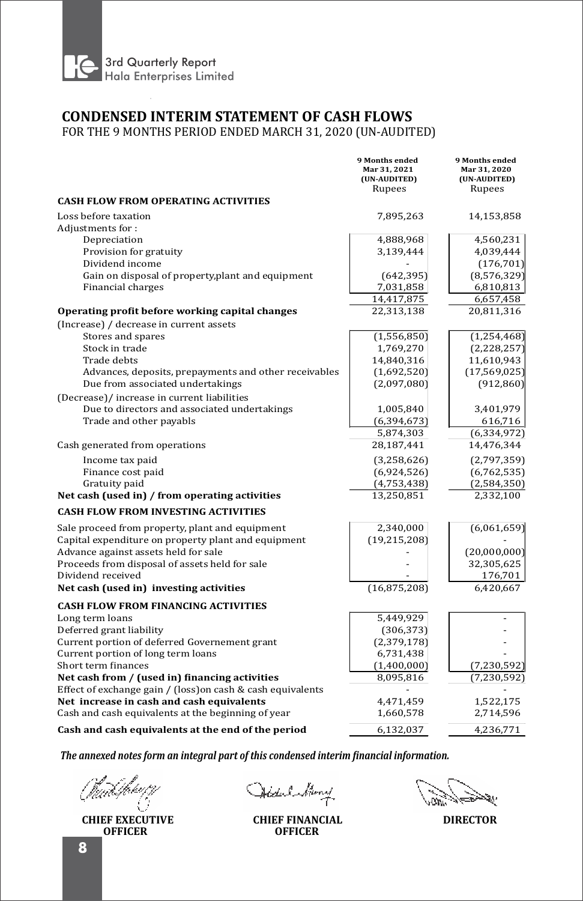# CONDENSED INTERIM STATEMENT OF CASH FLOWS

FOR THE 9 MONTHS PERIOD ENDED MARCH 31, 2020 (UN-AUDITED)

| | 9 Months ended Mar 31, 2021 (UN-AUDITED) Rupees | 9 Months ended Mar 31, 2020 (UN-AUDITED) Rupees |
|---|---|---|
| **CASH FLOW FROM OPERATING ACTIVITIES** | | |
| Loss before taxation | 7,895,263 | 14,153,858 |
| Adjustments for : | | |
| Depreciation | 4,888,968 | 4,560,231 |
| Provision for gratuity | 3,139,444 | 4,039,444 |
| Dividend income | - | (176,701) |
| Gain on disposal of property,plant and equipment | (642,395) | (8,576,329) |
| Financial charges | 7,031,858 | 6,810,813 |
| | 14,417,875 | 6,657,458 |
| **Operating profit before working capital changes** | 22,313,138 | 20,811,316 |
| (Increase) / decrease in current assets | | |
| Stores and spares | (1,556,850) | (1,254,468) |
| Stock in trade | 1,769,270 | (2,228,257) |
| Trade debts | 14,840,316 | 11,610,943 |
| Advances, deposits, prepayments and other receivables | (1,692,520) | (17,569,025) |
| Due from associated undertakings | (2,097,080) | (912,860) |
| (Decrease)/ increase in current liabilities | | |
| Due to directors and associated undertakings | 1,005,840 | 3,401,979 |
| Trade and other payabls | (6,394,673) | 616,716 |
| | 5,874,303 | (6,334,972) |
| Cash generated from operations | 28,187,441 | 14,476,344 |
| Income tax paid | (3,258,626) | (2,797,359) |
| Finance cost paid | (6,924,526) | (6,762,535) |
| Gratuity paid | (4,753,438) | (2,584,350) |
| **Net cash (used in) / from operating activities** | 13,250,851 | 2,332,100 |
| **CASH FLOW FROM INVESTING ACTIVITIES** | | |
| Sale proceed from property, plant and equipment | 2,340,000 | (6,061,659) |
| Capital expenditure on property plant and equipment | (19,215,208) | - |
| Advance against assets held for sale | - | (20,000,000) |
| Proceeds from disposal of assets held for sale | - | 32,305,625 |
| Dividend received | - | 176,701 |
| **Net cash (used in) investing activities** | (16,875,208) | 6,420,667 |
| **CASH FLOW FROM FINANCING ACTIVITIES** | | |
| Long term loans | 5,449,929 | - |
| Deferred grant liability | (306,373) | - |
| Current portion of deferred Governement grant | (2,379,178) | - |
| Current portion of long term loans | 6,731,438 | - |
| Short term finances | (1,400,000) | (7,230,592) |
| **Net cash from / (used in) financing activities** | 8,095,816 | (7,230,592) |
| Effect of exchange gain / (loss)on cash & cash equivalents | - | - |
| **Net increase in cash and cash equivalents** | 4,471,459 | 1,522,175 |
| Cash and cash equivalents at the beginning of year | 1,660,578 | 2,714,596 |
| **Cash and cash equivalents at the end of the period** | 6,132,037 | 4,236,771 |

***The annexed notes form an integral part of this condensed interim financial information.***

**CHIEF EXECUTIVE OFFICER** | **CHIEF FINANCIAL OFFICER** | **DIRECTOR**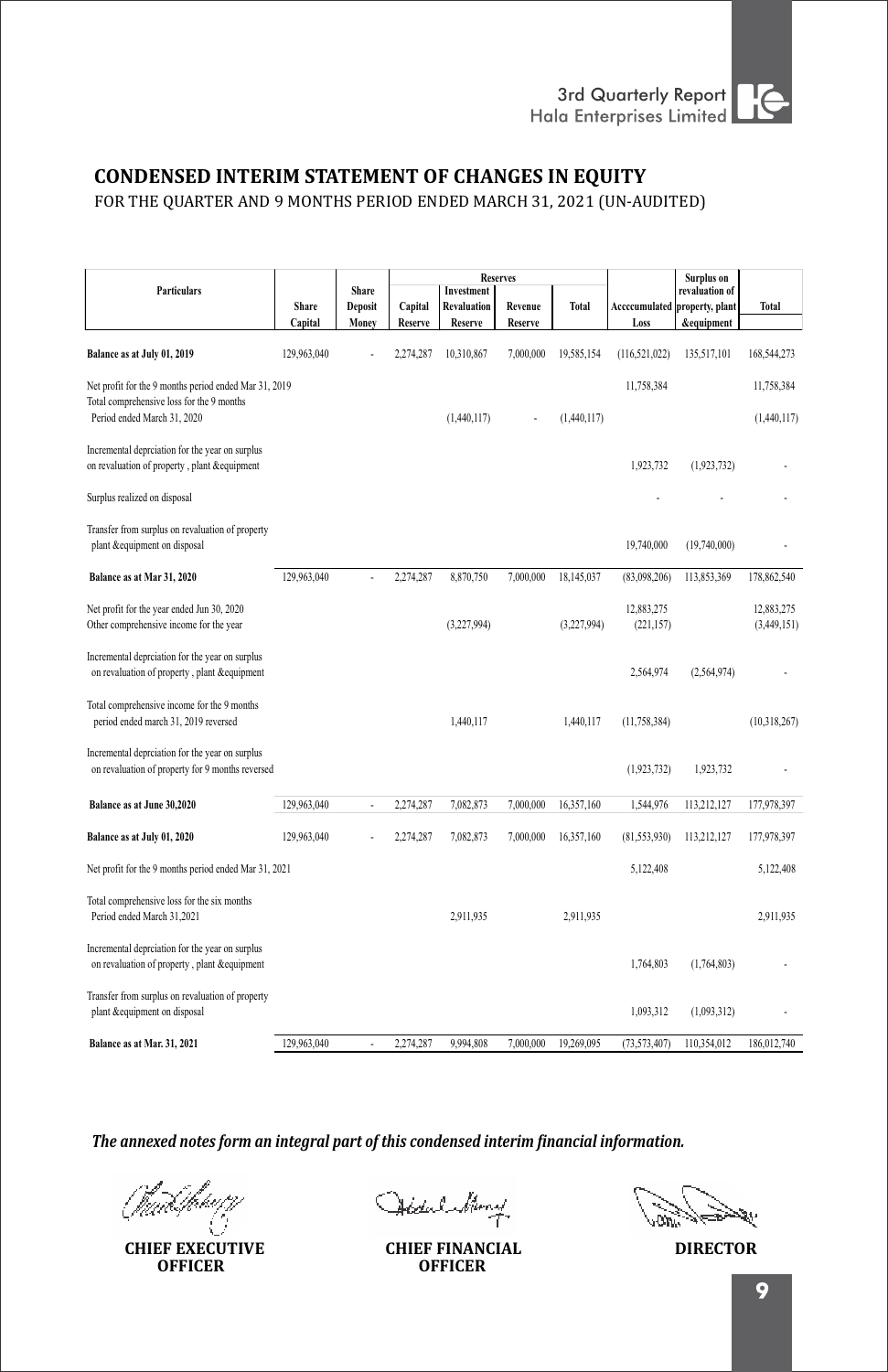# CONDENSED INTERIM STATEMENT OF CHANGES IN EQUITY

FOR THE QUARTER AND 9 MONTHS PERIOD ENDED MARCH 31, 2021 (UN-AUDITED)

| Particulars | Share Capital | Share Deposit Money | Reserves | | | | Acccumulated Loss | Surplus on revaluation of property, plant &equipment | Total |
|---|---|---|---|---|---|---|---|---|---|
| | | | Capital Reserve | Investment Revaluation Reserve | Revenue Reserve | Total | | | |
| **Balance as at July 01, 2019** | 129,963,040 | - | 2,274,287 | 10,310,867 | 7,000,000 | 19,585,154 | (116,521,022) | 135,517,101 | 168,544,273 |
| Net profit for the 9 months period ended Mar 31, 2019 | | | | | | | 11,758,384 | | 11,758,384 |
| Total comprehensive loss for the 9 months Period ended March 31, 2020 | | | | (1,440,117) | - | (1,440,117) | | | (1,440,117) |
| Incremental depreciation for the year on surplus on revaluation of property , plant &equipment | | | | | | | 1,923,732 | (1,923,732) | - |
| Surplus realized on disposal | | | | | | | - | - | - |
| Transfer from surplus on revaluation of property plant &equipment on disposal | | | | | | | 19,740,000 | (19,740,000) | - |
| **Balance as at Mar 31, 2020** | 129,963,040 | - | 2,274,287 | 8,870,750 | 7,000,000 | 18,145,037 | (83,098,206) | 113,853,369 | 178,862,540 |
| Net profit for the year ended Jun 30, 2020 | | | | | | | 12,883,275 | | 12,883,275 |
| Other comprehensive income for the year | | | | (3,227,994) | | (3,227,994) | (221,157) | | (3,449,151) |
| Incremental depreciation for the year on surplus on revaluation of property , plant &equipment | | | | | | | 2,564,974 | (2,564,974) | - |
| Total comprehensive income for the 9 months period ended march 31, 2019 reversed | | | | 1,440,117 | | 1,440,117 | (11,758,384) | | (10,318,267) |
| Incremental depreciation for the year on surplus on revaluation of property for 9 months reversed | | | | | | | (1,923,732) | 1,923,732 | - |
| **Balance as at June 30,2020** | 129,963,040 | - | 2,274,287 | 7,082,873 | 7,000,000 | 16,357,160 | 1,544,976 | 113,212,127 | 177,978,397 |
| **Balance as at July 01, 2020** | 129,963,040 | - | 2,274,287 | 7,082,873 | 7,000,000 | 16,357,160 | (81,553,930) | 113,212,127 | 177,978,397 |
| Net profit for the 9 months period ended Mar 31, 2021 | | | | | | | 5,122,408 | | 5,122,408 |
| Total comprehensive loss for the six months Period ended March 31,2021 | | | | 2,911,935 | | 2,911,935 | | | 2,911,935 |
| Incremental depreciation for the year on surplus on revaluation of property , plant &equipment | | | | | | | 1,764,803 | (1,764,803) | - |
| Transfer from surplus on revaluation of property plant &equipment on disposal | | | | | | | 1,093,312 | (1,093,312) | - |
| **Balance as at Mar. 31, 2021** | 129,963,040 | - | 2,274,287 | 9,994,808 | 7,000,000 | 19,269,095 | (73,573,407) | 110,354,012 | 186,012,740 |

***The annexed notes form an integral part of this condensed interim financial information.***

**CHIEF EXECUTIVE OFFICER** | **CHIEF FINANCIAL OFFICER** | **DIRECTOR**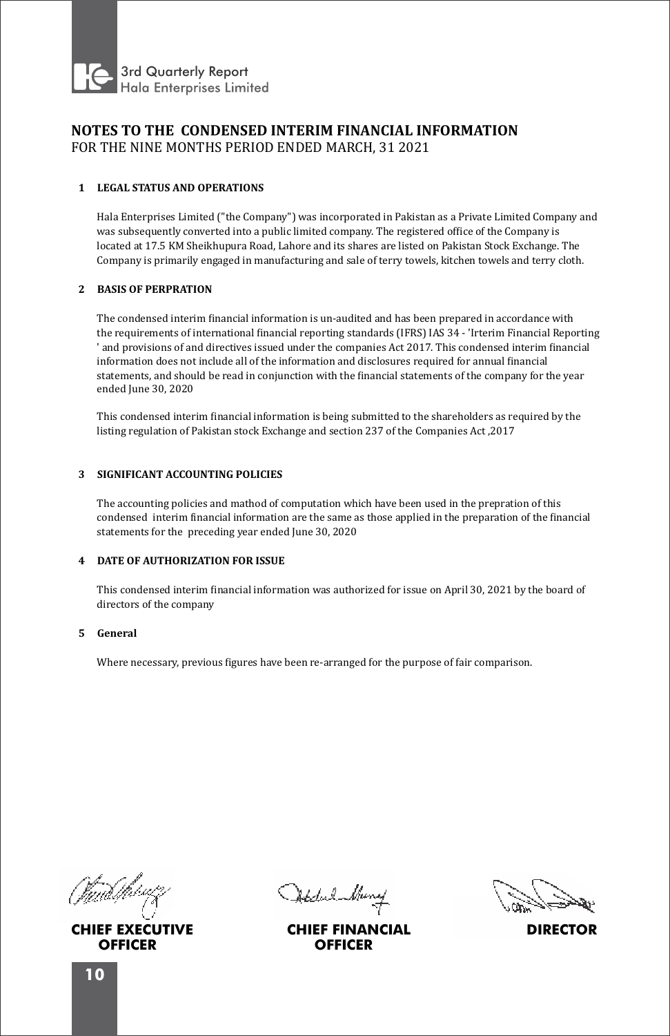# NOTES TO THE CONDENSED INTERIM FINANCIAL INFORMATION

FOR THE NINE MONTHS PERIOD ENDED MARCH, 31 2021

**1 LEGAL STATUS AND OPERATIONS**

Hala Enterprises Limited ("the Company") was incorporated in Pakistan as a Private Limited Company and was subsequently converted into a public limited company. The registered office of the Company is located at 17.5 KM Sheikhupura Road, Lahore and its shares are listed on Pakistan Stock Exchange. The Company is primarily engaged in manufacturing and sale of terry towels, kitchen towels and terry cloth.

**2 BASIS OF PERPRATION**

The condensed interim financial information is un-audited and has been prepared in accordance with the requirements of international financial reporting standards (IFRS) IAS 34 - 'Irterim Financial Reporting ' and provisions of and directives issued under the companies Act 2017. This condensed interim financial information does not include all of the information and disclosures required for annual financial statements, and should be read in conjunction with the financial statements of the company for the year ended June 30, 2020

This condensed interim financial information is being submitted to the shareholders as required by the listing regulation of Pakistan stock Exchange and section 237 of the Companies Act ,2017

**3 SIGNIFICANT ACCOUNTING POLICIES**

The accounting policies and mathod of computation which have been used in the prepration of this condensed interim financial information are the same as those applied in the preparation of the financial statements for the preceding year ended June 30, 2020

**4 DATE OF AUTHORIZATION FOR ISSUE**

This condensed interim financial information was authorized for issue on April 30, 2021 by the board of directors of the company

**5 General**

Where necessary, previous figures have been re-arranged for the purpose of fair comparison.

**CHIEF EXECUTIVE OFFICER** | **CHIEF FINANCIAL OFFICER** | **DIRECTOR**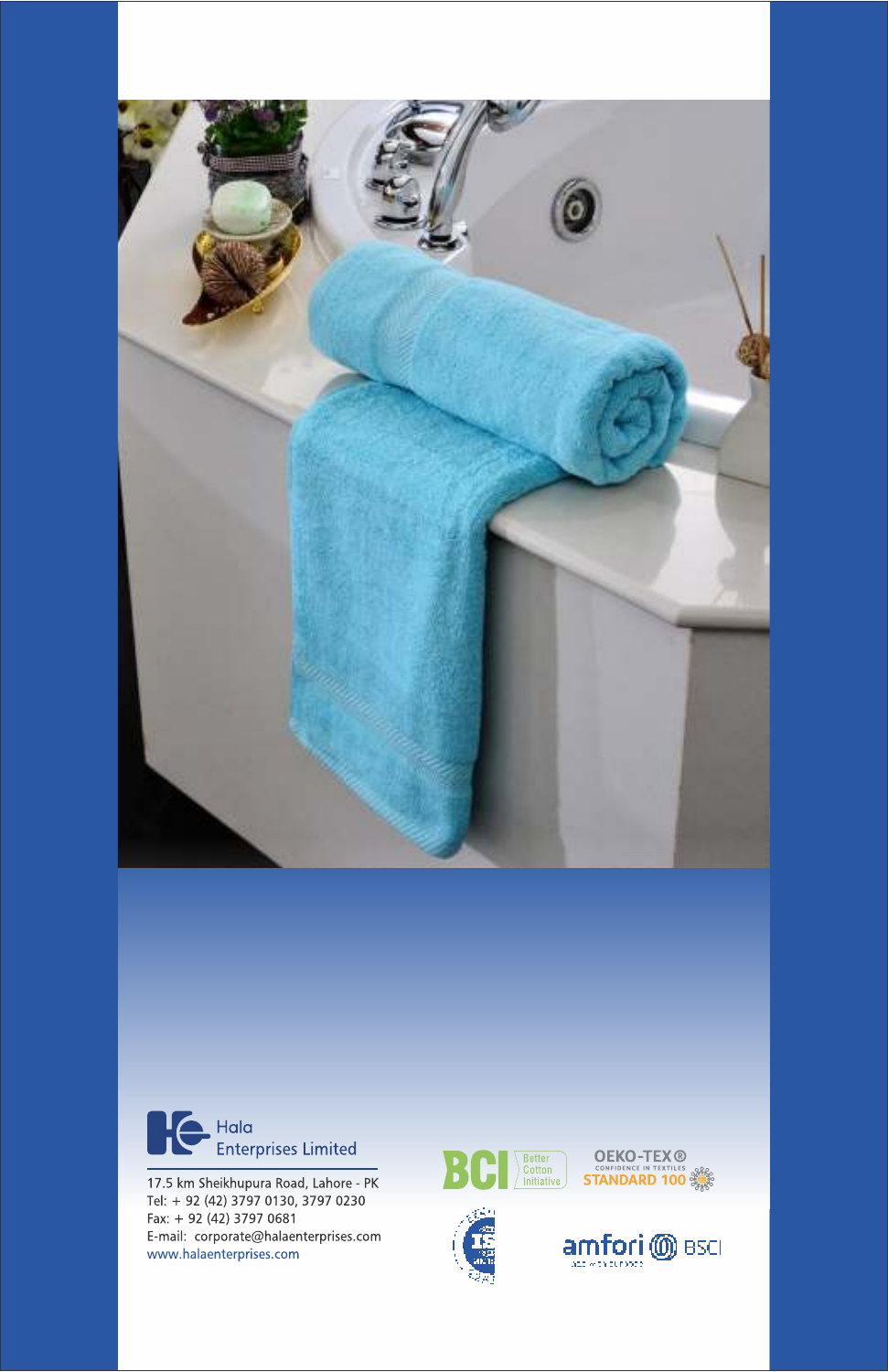Hala
Enterprises Limited

17.5 km Sheikhupura Road, Lahore - PK
Tel: + 92 (42) 3797 0130, 3797 0230
Fax: + 92 (42) 3797 0681
E-mail: corporate@halaenterprises.com
www.halaenterprises.com

BCI Better Cotton Initiative

OEKO-TEX® CONFIDENCE IN TEXTILES STANDARD 100

amfori BSCI